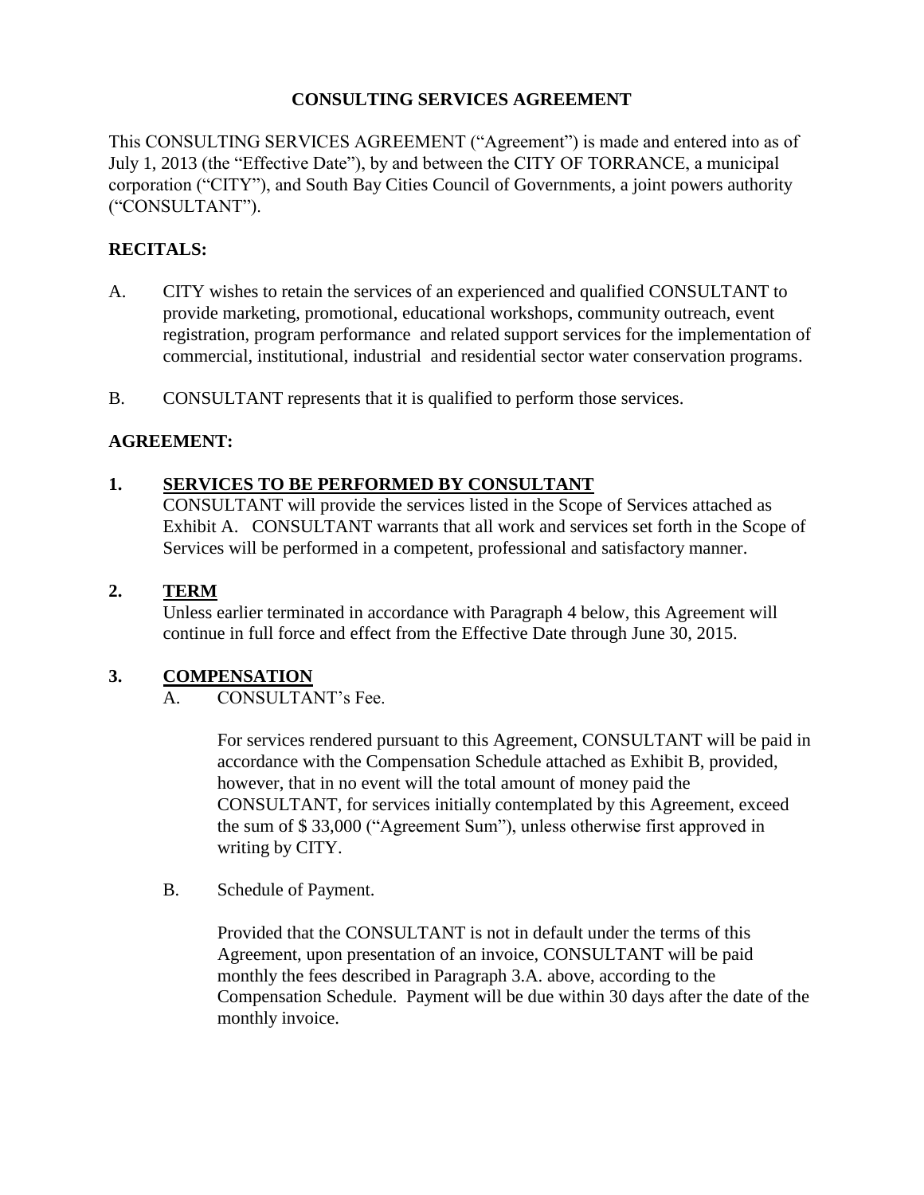# CONSULTING SERVICES AGREEMENT

This CONSULTING SERVICES AGREEMENT ("Agreement") is made and entered into as of July 1, 2013 (the "Effective Date"), by and between the CITY OF TORRANCE, a municipal corporation ("CITY"), and South Bay Cities Council of Governments, a joint powers authority ("CONSULTANT").

## RECITALS:

A. CITY wishes to retain the services of an experienced and qualified CONSULTANT to provide marketing, promotional, educational workshops, community outreach, event registration, program performance and related support services for the implementation of commercial, institutional, industrial and residential sector water conservation programs.

B. CONSULTANT represents that it is qualified to perform those services.

## AGREEMENT:

### 1. SERVICES TO BE PERFORMED BY CONSULTANT

CONSULTANT will provide the services listed in the Scope of Services attached as Exhibit A. CONSULTANT warrants that all work and services set forth in the Scope of Services will be performed in a competent, professional and satisfactory manner.

### 2. TERM

Unless earlier terminated in accordance with Paragraph 4 below, this Agreement will continue in full force and effect from the Effective Date through June 30, 2015.

### 3. COMPENSATION

A. CONSULTANT's Fee.

For services rendered pursuant to this Agreement, CONSULTANT will be paid in accordance with the Compensation Schedule attached as Exhibit B, provided, however, that in no event will the total amount of money paid the CONSULTANT, for services initially contemplated by this Agreement, exceed the sum of $ 33,000 ("Agreement Sum"), unless otherwise first approved in writing by CITY.

B. Schedule of Payment.

Provided that the CONSULTANT is not in default under the terms of this Agreement, upon presentation of an invoice, CONSULTANT will be paid monthly the fees described in Paragraph 3.A. above, according to the Compensation Schedule. Payment will be due within 30 days after the date of the monthly invoice.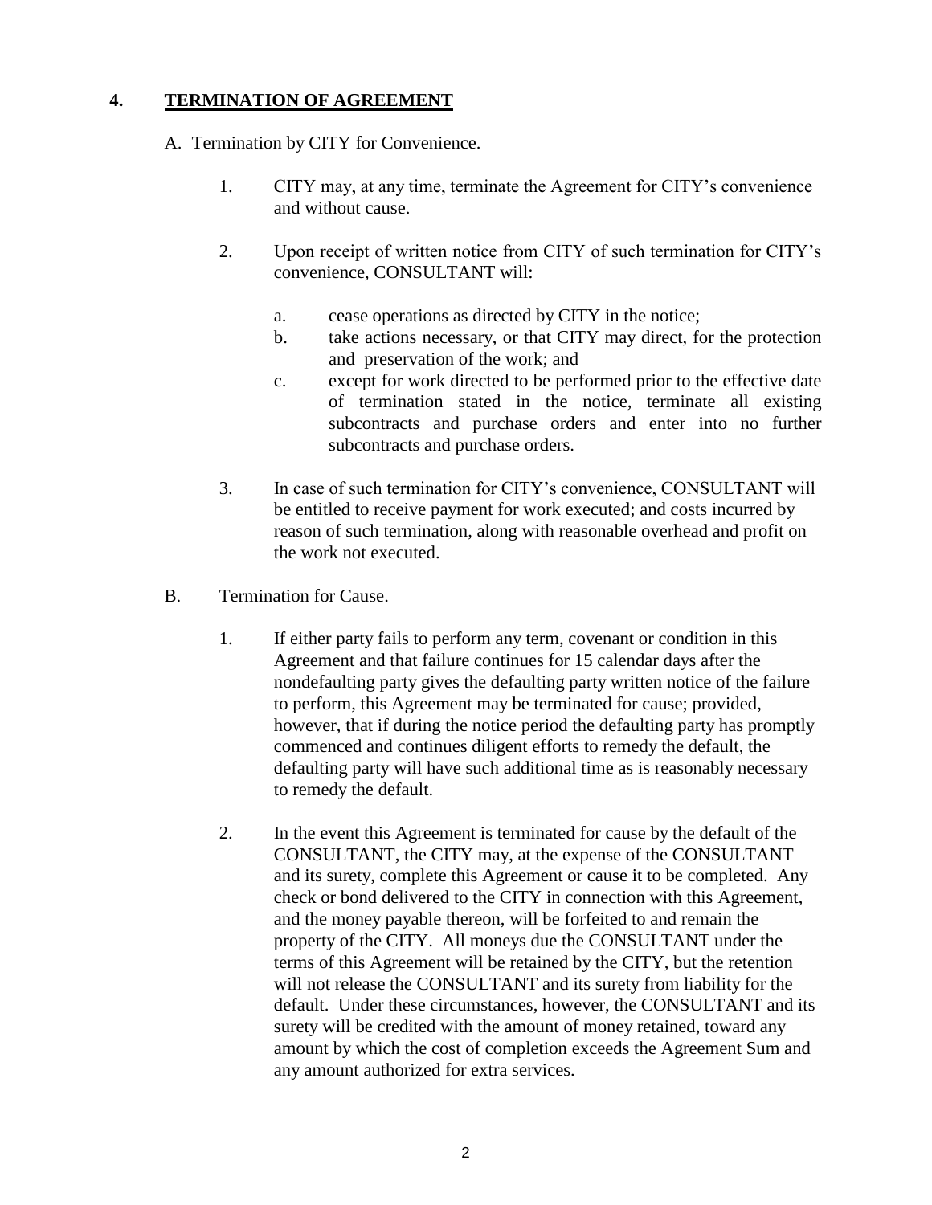## 4. **TERMINATION OF AGREEMENT**

A. Termination by CITY for Convenience.

1. CITY may, at any time, terminate the Agreement for CITY's convenience and without cause.

2. Upon receipt of written notice from CITY of such termination for CITY's convenience, CONSULTANT will:

   a. cease operations as directed by CITY in the notice;
   
   b. take actions necessary, or that CITY may direct, for the protection and preservation of the work; and
   
   c. except for work directed to be performed prior to the effective date of termination stated in the notice, terminate all existing subcontracts and purchase orders and enter into no further subcontracts and purchase orders.

3. In case of such termination for CITY's convenience, CONSULTANT will be entitled to receive payment for work executed; and costs incurred by reason of such termination, along with reasonable overhead and profit on the work not executed.

B. Termination for Cause.

1. If either party fails to perform any term, covenant or condition in this Agreement and that failure continues for 15 calendar days after the nondefaulting party gives the defaulting party written notice of the failure to perform, this Agreement may be terminated for cause; provided, however, that if during the notice period the defaulting party has promptly commenced and continues diligent efforts to remedy the default, the defaulting party will have such additional time as is reasonably necessary to remedy the default.

2. In the event this Agreement is terminated for cause by the default of the CONSULTANT, the CITY may, at the expense of the CONSULTANT and its surety, complete this Agreement or cause it to be completed. Any check or bond delivered to the CITY in connection with this Agreement, and the money payable thereon, will be forfeited to and remain the property of the CITY. All moneys due the CONSULTANT under the terms of this Agreement will be retained by the CITY, but the retention will not release the CONSULTANT and its surety from liability for the default. Under these circumstances, however, the CONSULTANT and its surety will be credited with the amount of money retained, toward any amount by which the cost of completion exceeds the Agreement Sum and any amount authorized for extra services.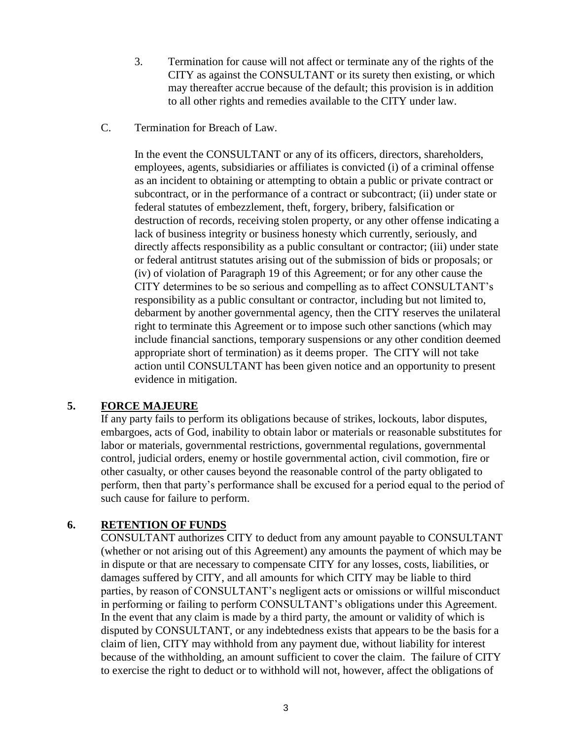3. Termination for cause will not affect or terminate any of the rights of the CITY as against the CONSULTANT or its surety then existing, or which may thereafter accrue because of the default; this provision is in addition to all other rights and remedies available to the CITY under law.

C. Termination for Breach of Law.

In the event the CONSULTANT or any of its officers, directors, shareholders, employees, agents, subsidiaries or affiliates is convicted (i) of a criminal offense as an incident to obtaining or attempting to obtain a public or private contract or subcontract, or in the performance of a contract or subcontract; (ii) under state or federal statutes of embezzlement, theft, forgery, bribery, falsification or destruction of records, receiving stolen property, or any other offense indicating a lack of business integrity or business honesty which currently, seriously, and directly affects responsibility as a public consultant or contractor; (iii) under state or federal antitrust statutes arising out of the submission of bids or proposals; or (iv) of violation of Paragraph 19 of this Agreement; or for any other cause the CITY determines to be so serious and compelling as to affect CONSULTANT's responsibility as a public consultant or contractor, including but not limited to, debarment by another governmental agency, then the CITY reserves the unilateral right to terminate this Agreement or to impose such other sanctions (which may include financial sanctions, temporary suspensions or any other condition deemed appropriate short of termination) as it deems proper. The CITY will not take action until CONSULTANT has been given notice and an opportunity to present evidence in mitigation.

## 5. <u>FORCE MAJEURE</u>

If any party fails to perform its obligations because of strikes, lockouts, labor disputes, embargoes, acts of God, inability to obtain labor or materials or reasonable substitutes for labor or materials, governmental restrictions, governmental regulations, governmental control, judicial orders, enemy or hostile governmental action, civil commotion, fire or other casualty, or other causes beyond the reasonable control of the party obligated to perform, then that party's performance shall be excused for a period equal to the period of such cause for failure to perform.

## 6. <u>RETENTION OF FUNDS</u>

CONSULTANT authorizes CITY to deduct from any amount payable to CONSULTANT (whether or not arising out of this Agreement) any amounts the payment of which may be in dispute or that are necessary to compensate CITY for any losses, costs, liabilities, or damages suffered by CITY, and all amounts for which CITY may be liable to third parties, by reason of CONSULTANT's negligent acts or omissions or willful misconduct in performing or failing to perform CONSULTANT's obligations under this Agreement. In the event that any claim is made by a third party, the amount or validity of which is disputed by CONSULTANT, or any indebtedness exists that appears to be the basis for a claim of lien, CITY may withhold from any payment due, without liability for interest because of the withholding, an amount sufficient to cover the claim. The failure of CITY to exercise the right to deduct or to withhold will not, however, affect the obligations of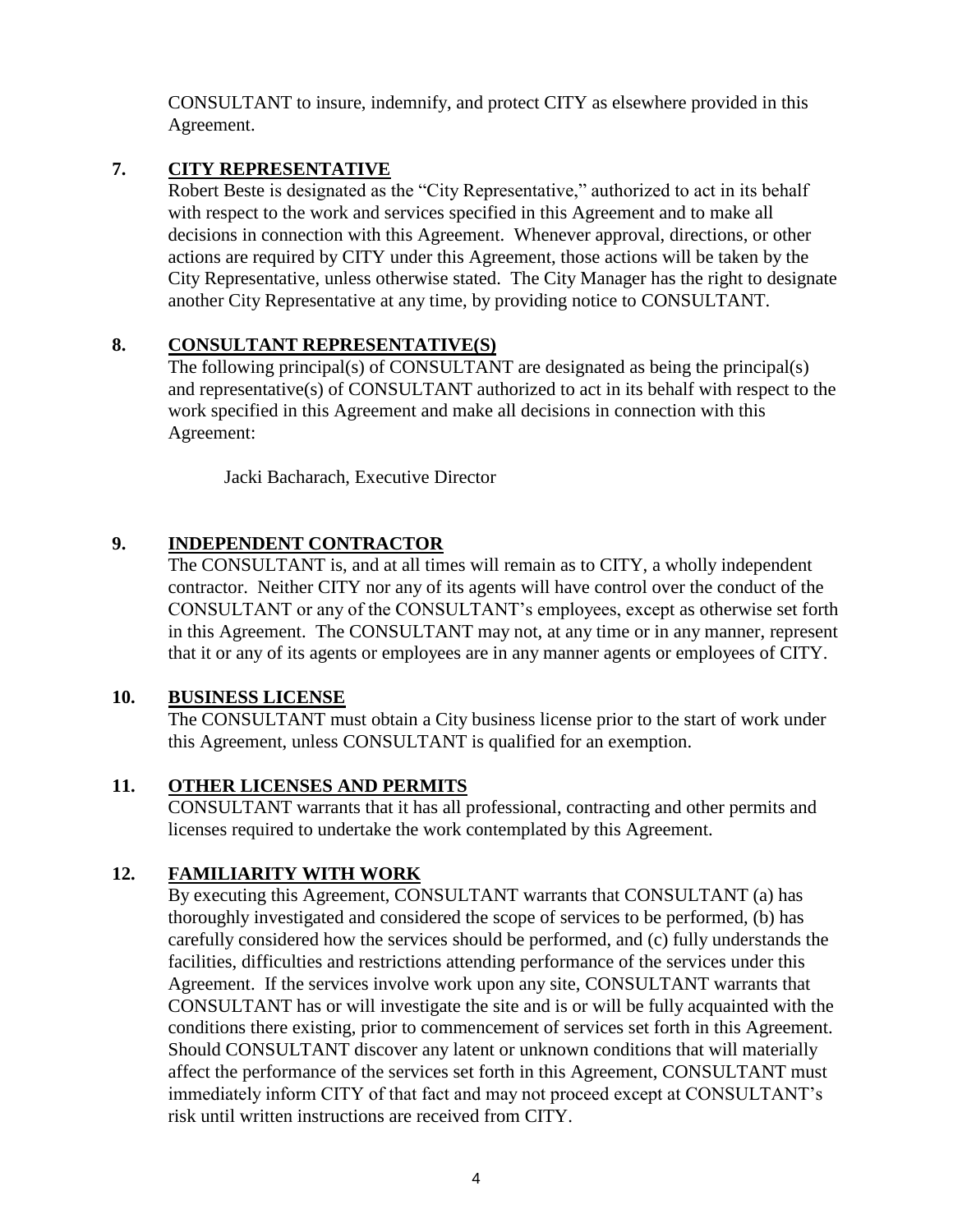CONSULTANT to insure, indemnify, and protect CITY as elsewhere provided in this Agreement.

## 7. CITY REPRESENTATIVE

Robert Beste is designated as the "City Representative," authorized to act in its behalf with respect to the work and services specified in this Agreement and to make all decisions in connection with this Agreement. Whenever approval, directions, or other actions are required by CITY under this Agreement, those actions will be taken by the City Representative, unless otherwise stated. The City Manager has the right to designate another City Representative at any time, by providing notice to CONSULTANT.

## 8. CONSULTANT REPRESENTATIVE(S)

The following principal(s) of CONSULTANT are designated as being the principal(s) and representative(s) of CONSULTANT authorized to act in its behalf with respect to the work specified in this Agreement and make all decisions in connection with this Agreement:

Jacki Bacharach, Executive Director

## 9. INDEPENDENT CONTRACTOR

The CONSULTANT is, and at all times will remain as to CITY, a wholly independent contractor. Neither CITY nor any of its agents will have control over the conduct of the CONSULTANT or any of the CONSULTANT's employees, except as otherwise set forth in this Agreement. The CONSULTANT may not, at any time or in any manner, represent that it or any of its agents or employees are in any manner agents or employees of CITY.

## 10. BUSINESS LICENSE

The CONSULTANT must obtain a City business license prior to the start of work under this Agreement, unless CONSULTANT is qualified for an exemption.

## 11. OTHER LICENSES AND PERMITS

CONSULTANT warrants that it has all professional, contracting and other permits and licenses required to undertake the work contemplated by this Agreement.

## 12. FAMILIARITY WITH WORK

By executing this Agreement, CONSULTANT warrants that CONSULTANT (a) has thoroughly investigated and considered the scope of services to be performed, (b) has carefully considered how the services should be performed, and (c) fully understands the facilities, difficulties and restrictions attending performance of the services under this Agreement. If the services involve work upon any site, CONSULTANT warrants that CONSULTANT has or will investigate the site and is or will be fully acquainted with the conditions there existing, prior to commencement of services set forth in this Agreement. Should CONSULTANT discover any latent or unknown conditions that will materially affect the performance of the services set forth in this Agreement, CONSULTANT must immediately inform CITY of that fact and may not proceed except at CONSULTANT's risk until written instructions are received from CITY.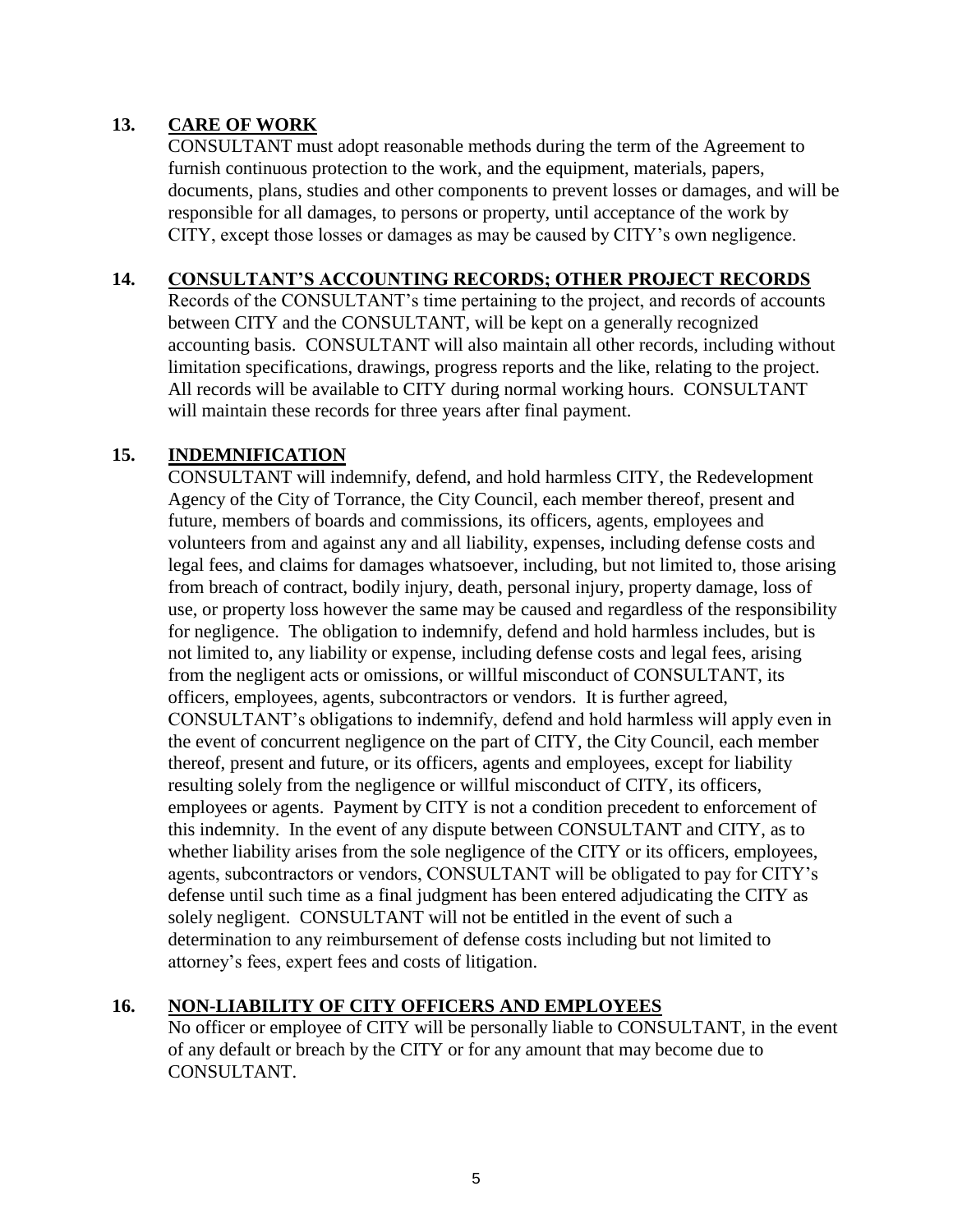## 13. CARE OF WORK

CONSULTANT must adopt reasonable methods during the term of the Agreement to furnish continuous protection to the work, and the equipment, materials, papers, documents, plans, studies and other components to prevent losses or damages, and will be responsible for all damages, to persons or property, until acceptance of the work by CITY, except those losses or damages as may be caused by CITY's own negligence.

## 14. CONSULTANT'S ACCOUNTING RECORDS; OTHER PROJECT RECORDS

Records of the CONSULTANT's time pertaining to the project, and records of accounts between CITY and the CONSULTANT, will be kept on a generally recognized accounting basis. CONSULTANT will also maintain all other records, including without limitation specifications, drawings, progress reports and the like, relating to the project. All records will be available to CITY during normal working hours. CONSULTANT will maintain these records for three years after final payment.

## 15. INDEMNIFICATION

CONSULTANT will indemnify, defend, and hold harmless CITY, the Redevelopment Agency of the City of Torrance, the City Council, each member thereof, present and future, members of boards and commissions, its officers, agents, employees and volunteers from and against any and all liability, expenses, including defense costs and legal fees, and claims for damages whatsoever, including, but not limited to, those arising from breach of contract, bodily injury, death, personal injury, property damage, loss of use, or property loss however the same may be caused and regardless of the responsibility for negligence. The obligation to indemnify, defend and hold harmless includes, but is not limited to, any liability or expense, including defense costs and legal fees, arising from the negligent acts or omissions, or willful misconduct of CONSULTANT, its officers, employees, agents, subcontractors or vendors. It is further agreed, CONSULTANT's obligations to indemnify, defend and hold harmless will apply even in the event of concurrent negligence on the part of CITY, the City Council, each member thereof, present and future, or its officers, agents and employees, except for liability resulting solely from the negligence or willful misconduct of CITY, its officers, employees or agents. Payment by CITY is not a condition precedent to enforcement of this indemnity. In the event of any dispute between CONSULTANT and CITY, as to whether liability arises from the sole negligence of the CITY or its officers, employees, agents, subcontractors or vendors, CONSULTANT will be obligated to pay for CITY's defense until such time as a final judgment has been entered adjudicating the CITY as solely negligent. CONSULTANT will not be entitled in the event of such a determination to any reimbursement of defense costs including but not limited to attorney's fees, expert fees and costs of litigation.

## 16. NON-LIABILITY OF CITY OFFICERS AND EMPLOYEES

No officer or employee of CITY will be personally liable to CONSULTANT, in the event of any default or breach by the CITY or for any amount that may become due to CONSULTANT.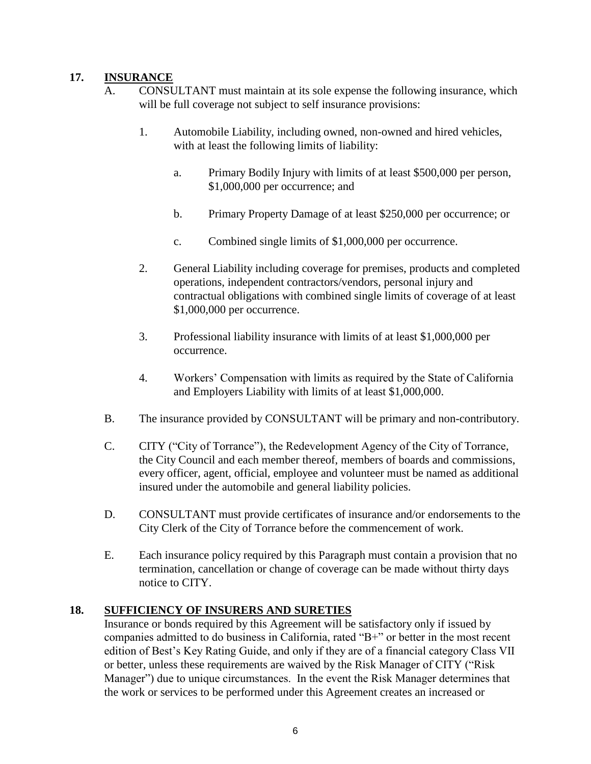## 17. INSURANCE

A. CONSULTANT must maintain at its sole expense the following insurance, which will be full coverage not subject to self insurance provisions:

1. Automobile Liability, including owned, non-owned and hired vehicles, with at least the following limits of liability:

    a. Primary Bodily Injury with limits of at least $500,000 per person, $1,000,000 per occurrence; and

    b. Primary Property Damage of at least $250,000 per occurrence; or

    c. Combined single limits of $1,000,000 per occurrence.

2. General Liability including coverage for premises, products and completed operations, independent contractors/vendors, personal injury and contractual obligations with combined single limits of coverage of at least $1,000,000 per occurrence.

3. Professional liability insurance with limits of at least $1,000,000 per occurrence.

4. Workers' Compensation with limits as required by the State of California and Employers Liability with limits of at least $1,000,000.

B. The insurance provided by CONSULTANT will be primary and non-contributory.

C. CITY ("City of Torrance"), the Redevelopment Agency of the City of Torrance, the City Council and each member thereof, members of boards and commissions, every officer, agent, official, employee and volunteer must be named as additional insured under the automobile and general liability policies.

D. CONSULTANT must provide certificates of insurance and/or endorsements to the City Clerk of the City of Torrance before the commencement of work.

E. Each insurance policy required by this Paragraph must contain a provision that no termination, cancellation or change of coverage can be made without thirty days notice to CITY.

## 18. SUFFICIENCY OF INSURERS AND SURETIES

Insurance or bonds required by this Agreement will be satisfactory only if issued by companies admitted to do business in California, rated "B+" or better in the most recent edition of Best's Key Rating Guide, and only if they are of a financial category Class VII or better, unless these requirements are waived by the Risk Manager of CITY ("Risk Manager") due to unique circumstances. In the event the Risk Manager determines that the work or services to be performed under this Agreement creates an increased or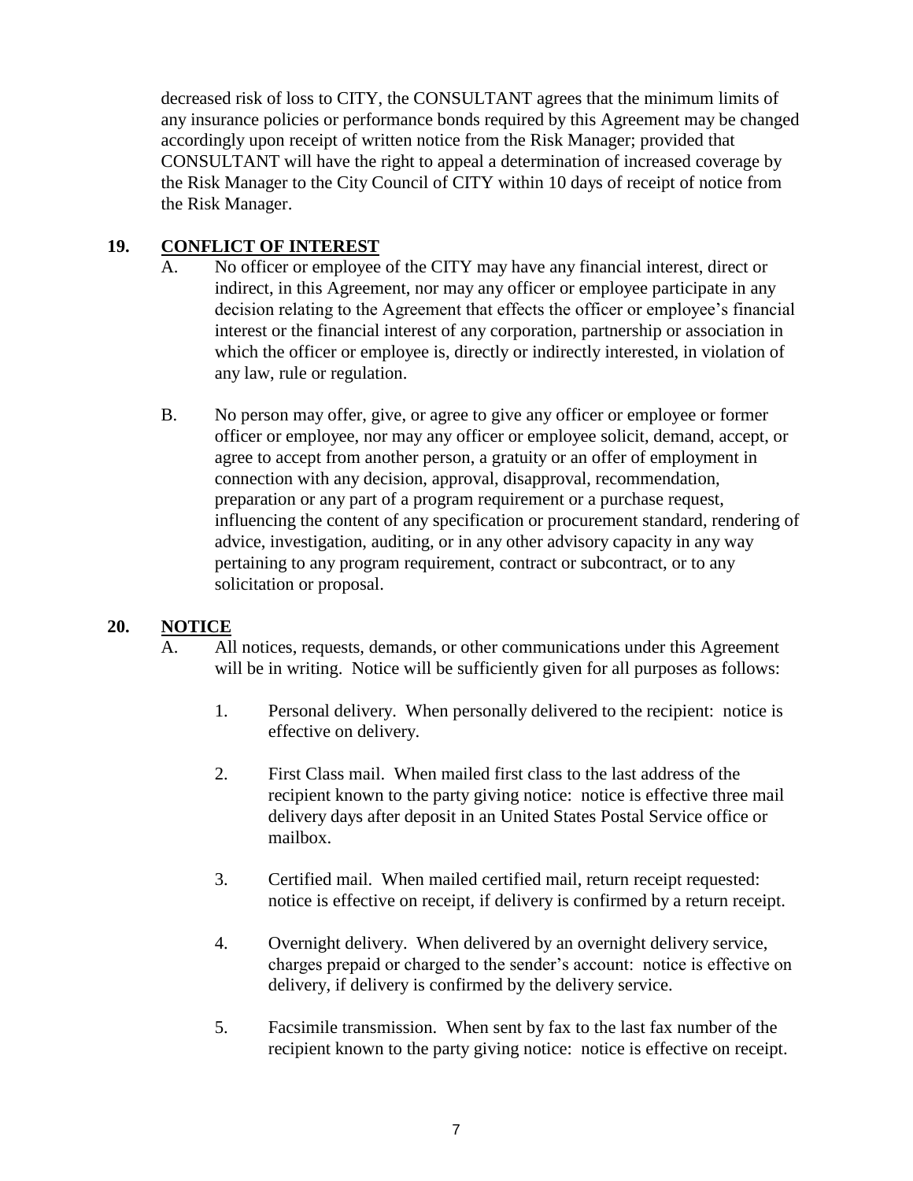decreased risk of loss to CITY, the CONSULTANT agrees that the minimum limits of any insurance policies or performance bonds required by this Agreement may be changed accordingly upon receipt of written notice from the Risk Manager; provided that CONSULTANT will have the right to appeal a determination of increased coverage by the Risk Manager to the City Council of CITY within 10 days of receipt of notice from the Risk Manager.

## 19. CONFLICT OF INTEREST

A. No officer or employee of the CITY may have any financial interest, direct or indirect, in this Agreement, nor may any officer or employee participate in any decision relating to the Agreement that effects the officer or employee's financial interest or the financial interest of any corporation, partnership or association in which the officer or employee is, directly or indirectly interested, in violation of any law, rule or regulation.

B. No person may offer, give, or agree to give any officer or employee or former officer or employee, nor may any officer or employee solicit, demand, accept, or agree to accept from another person, a gratuity or an offer of employment in connection with any decision, approval, disapproval, recommendation, preparation or any part of a program requirement or a purchase request, influencing the content of any specification or procurement standard, rendering of advice, investigation, auditing, or in any other advisory capacity in any way pertaining to any program requirement, contract or subcontract, or to any solicitation or proposal.

## 20. NOTICE

A. All notices, requests, demands, or other communications under this Agreement will be in writing. Notice will be sufficiently given for all purposes as follows:

1. Personal delivery. When personally delivered to the recipient: notice is effective on delivery.

2. First Class mail. When mailed first class to the last address of the recipient known to the party giving notice: notice is effective three mail delivery days after deposit in an United States Postal Service office or mailbox.

3. Certified mail. When mailed certified mail, return receipt requested: notice is effective on receipt, if delivery is confirmed by a return receipt.

4. Overnight delivery. When delivered by an overnight delivery service, charges prepaid or charged to the sender's account: notice is effective on delivery, if delivery is confirmed by the delivery service.

5. Facsimile transmission. When sent by fax to the last fax number of the recipient known to the party giving notice: notice is effective on receipt.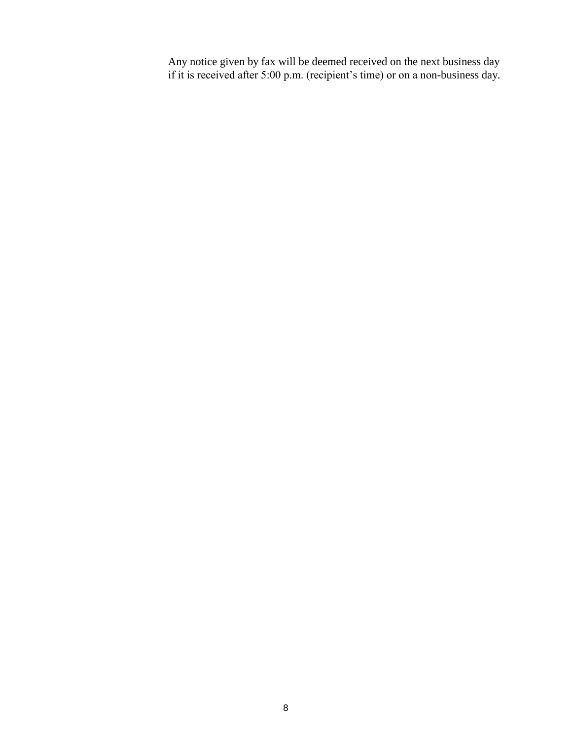Any notice given by fax will be deemed received on the next business day if it is received after 5:00 p.m. (recipient's time) or on a non-business day.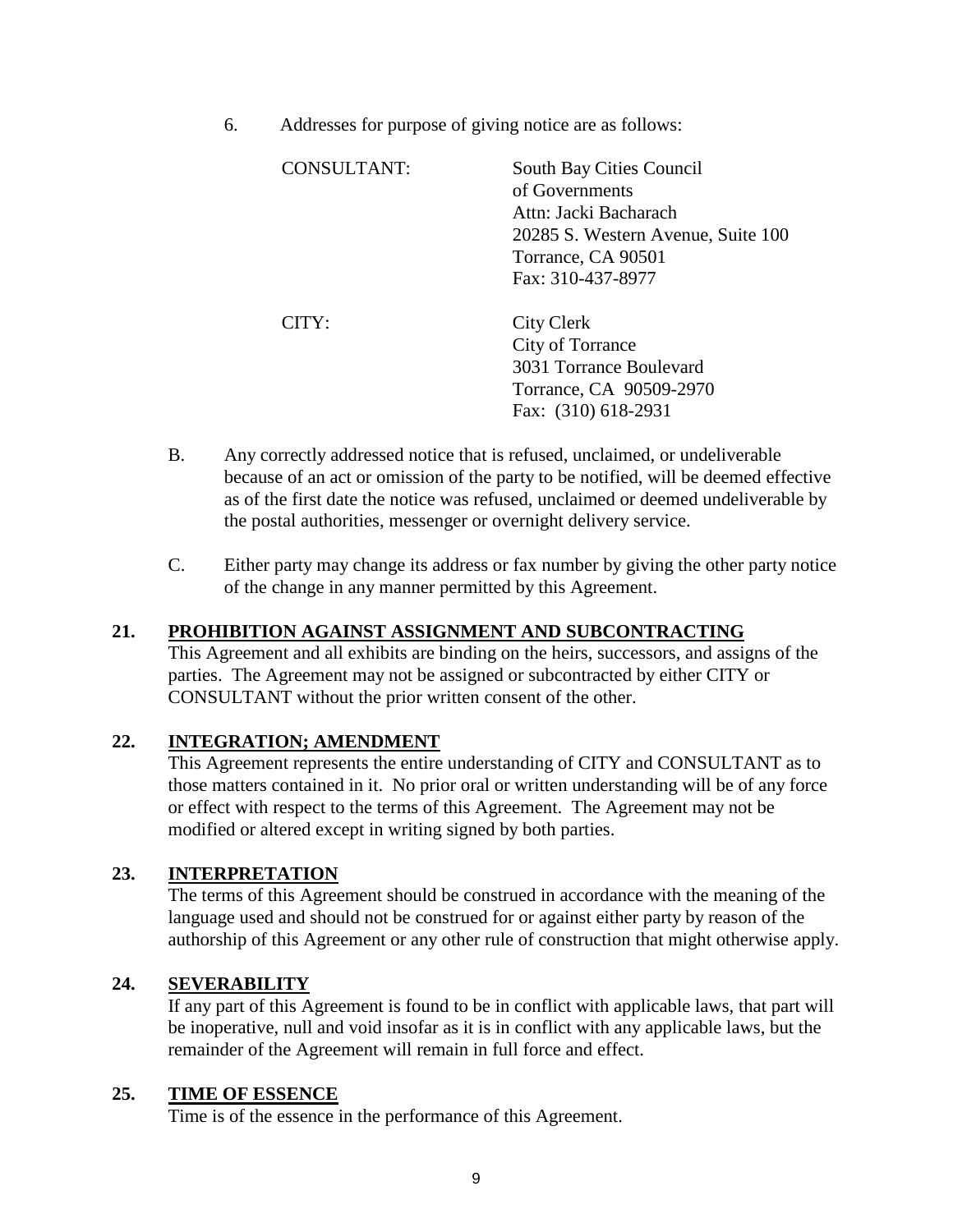6. Addresses for purpose of giving notice are as follows:

| | |
|---|---|
| CONSULTANT: | South Bay Cities Council<br>of Governments<br>Attn: Jacki Bacharach<br>20285 S. Western Avenue, Suite 100<br>Torrance, CA 90501<br>Fax: 310-437-8977 |
| CITY: | City Clerk<br>City of Torrance<br>3031 Torrance Boulevard<br>Torrance, CA 90509-2970<br>Fax: (310) 618-2931 |

B. Any correctly addressed notice that is refused, unclaimed, or undeliverable because of an act or omission of the party to be notified, will be deemed effective as of the first date the notice was refused, unclaimed or deemed undeliverable by the postal authorities, messenger or overnight delivery service.

C. Either party may change its address or fax number by giving the other party notice of the change in any manner permitted by this Agreement.

## 21. PROHIBITION AGAINST ASSIGNMENT AND SUBCONTRACTING

This Agreement and all exhibits are binding on the heirs, successors, and assigns of the parties. The Agreement may not be assigned or subcontracted by either CITY or CONSULTANT without the prior written consent of the other.

## 22. INTEGRATION; AMENDMENT

This Agreement represents the entire understanding of CITY and CONSULTANT as to those matters contained in it. No prior oral or written understanding will be of any force or effect with respect to the terms of this Agreement. The Agreement may not be modified or altered except in writing signed by both parties.

## 23. INTERPRETATION

The terms of this Agreement should be construed in accordance with the meaning of the language used and should not be construed for or against either party by reason of the authorship of this Agreement or any other rule of construction that might otherwise apply.

## 24. SEVERABILITY

If any part of this Agreement is found to be in conflict with applicable laws, that part will be inoperative, null and void insofar as it is in conflict with any applicable laws, but the remainder of the Agreement will remain in full force and effect.

## 25. TIME OF ESSENCE

Time is of the essence in the performance of this Agreement.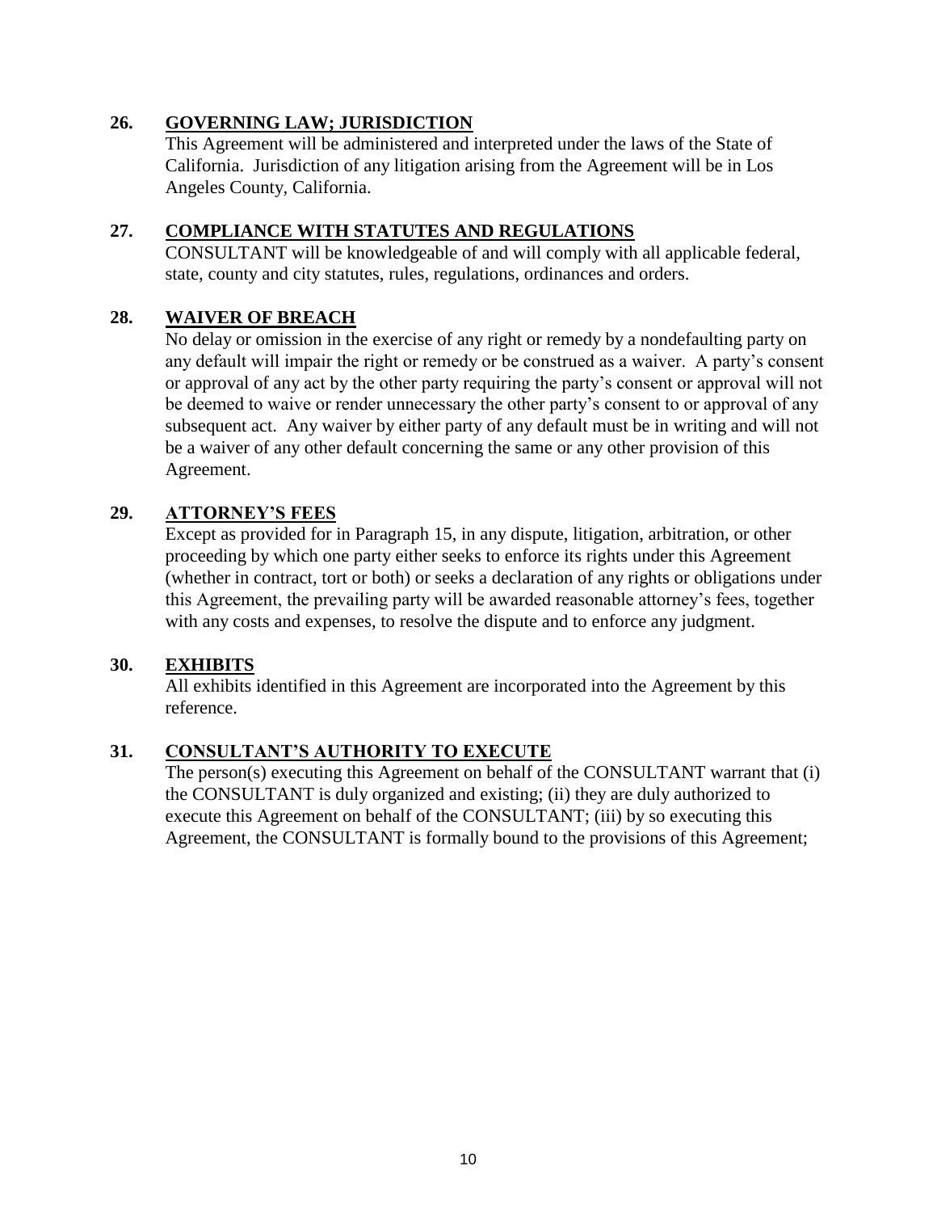## 26. **GOVERNING LAW; JURISDICTION**

This Agreement will be administered and interpreted under the laws of the State of California. Jurisdiction of any litigation arising from the Agreement will be in Los Angeles County, California.

## 27. **COMPLIANCE WITH STATUTES AND REGULATIONS**

CONSULTANT will be knowledgeable of and will comply with all applicable federal, state, county and city statutes, rules, regulations, ordinances and orders.

## 28. **WAIVER OF BREACH**

No delay or omission in the exercise of any right or remedy by a nondefaulting party on any default will impair the right or remedy or be construed as a waiver. A party's consent or approval of any act by the other party requiring the party's consent or approval will not be deemed to waive or render unnecessary the other party's consent to or approval of any subsequent act. Any waiver by either party of any default must be in writing and will not be a waiver of any other default concerning the same or any other provision of this Agreement.

## 29. **ATTORNEY'S FEES**

Except as provided for in Paragraph 15, in any dispute, litigation, arbitration, or other proceeding by which one party either seeks to enforce its rights under this Agreement (whether in contract, tort or both) or seeks a declaration of any rights or obligations under this Agreement, the prevailing party will be awarded reasonable attorney's fees, together with any costs and expenses, to resolve the dispute and to enforce any judgment.

## 30. **EXHIBITS**

All exhibits identified in this Agreement are incorporated into the Agreement by this reference.

## 31. **CONSULTANT'S AUTHORITY TO EXECUTE**

The person(s) executing this Agreement on behalf of the CONSULTANT warrant that (i) the CONSULTANT is duly organized and existing; (ii) they are duly authorized to execute this Agreement on behalf of the CONSULTANT; (iii) by so executing this Agreement, the CONSULTANT is formally bound to the provisions of this Agreement;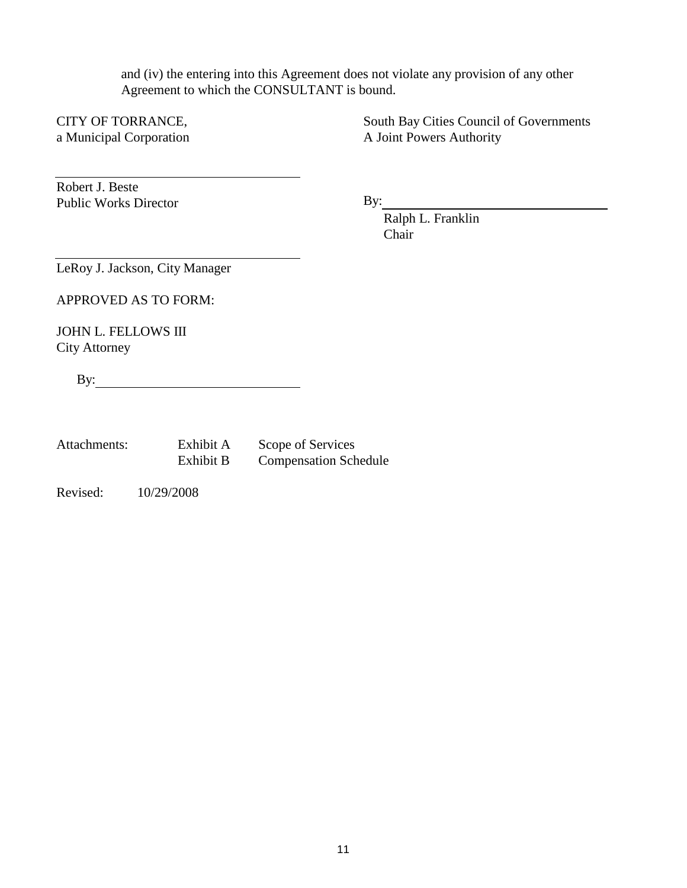and (iv) the entering into this Agreement does not violate any provision of any other Agreement to which the CONSULTANT is bound.

CITY OF TORRANCE,
a Municipal Corporation

\_\_\_\_\_\_\_\_\_\_\_\_\_\_\_\_\_\_\_\_\_\_\_\_\_\_\_\_\_\_\_\_
Robert J. Beste
Public Works Director

\_\_\_\_\_\_\_\_\_\_\_\_\_\_\_\_\_\_\_\_\_\_\_\_\_\_\_\_\_\_\_\_
LeRoy J. Jackson, City Manager

APPROVED AS TO FORM:

JOHN L. FELLOWS III
City Attorney

By:\_\_\_\_\_\_\_\_\_\_\_\_\_\_\_\_\_\_\_\_\_\_\_\_\_\_\_\_\_\_

South Bay Cities Council of Governments
A Joint Powers Authority

By:\_\_\_\_\_\_\_\_\_\_\_\_\_\_\_\_\_\_\_\_\_\_\_\_\_\_\_\_\_\_
Ralph L. Franklin
Chair

| Attachments: | Exhibit A | Scope of Services |
|---|---|---|
| | Exhibit B | Compensation Schedule |

Revised: 10/29/2008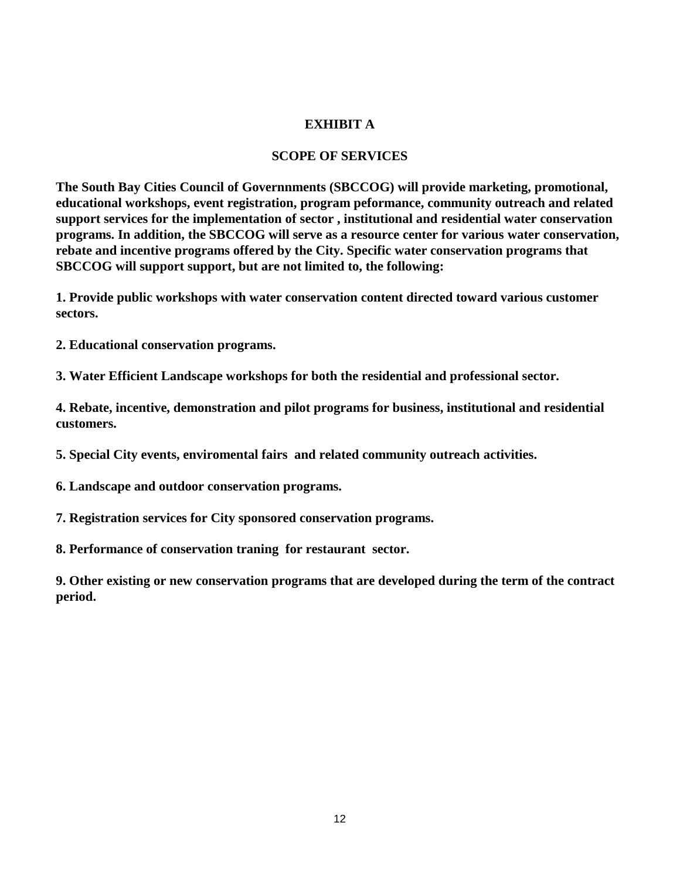# EXHIBIT A

## SCOPE OF SERVICES

**The South Bay Cities Council of Governnments (SBCCOG) will provide marketing, promotional, educational workshops, event registration, program peformance, community outreach and related support services for the implementation of sector , institutional and residential water conservation programs. In addition, the SBCCOG will serve as a resource center for various water conservation, rebate and incentive programs offered by the City. Specific water conservation programs that SBCCOG will support support, but are not limited to, the following:**

**1. Provide public workshops with water conservation content directed toward various customer sectors.**

**2. Educational conservation programs.**

**3. Water Efficient Landscape workshops for both the residential and professional sector.**

**4. Rebate, incentive, demonstration and pilot programs for business, institutional and residential customers.**

**5. Special City events, enviromental fairs and related community outreach activities.**

**6. Landscape and outdoor conservation programs.**

**7. Registration services for City sponsored conservation programs.**

**8. Performance of conservation traning for restaurant sector.**

**9. Other existing or new conservation programs that are developed during the term of the contract period.**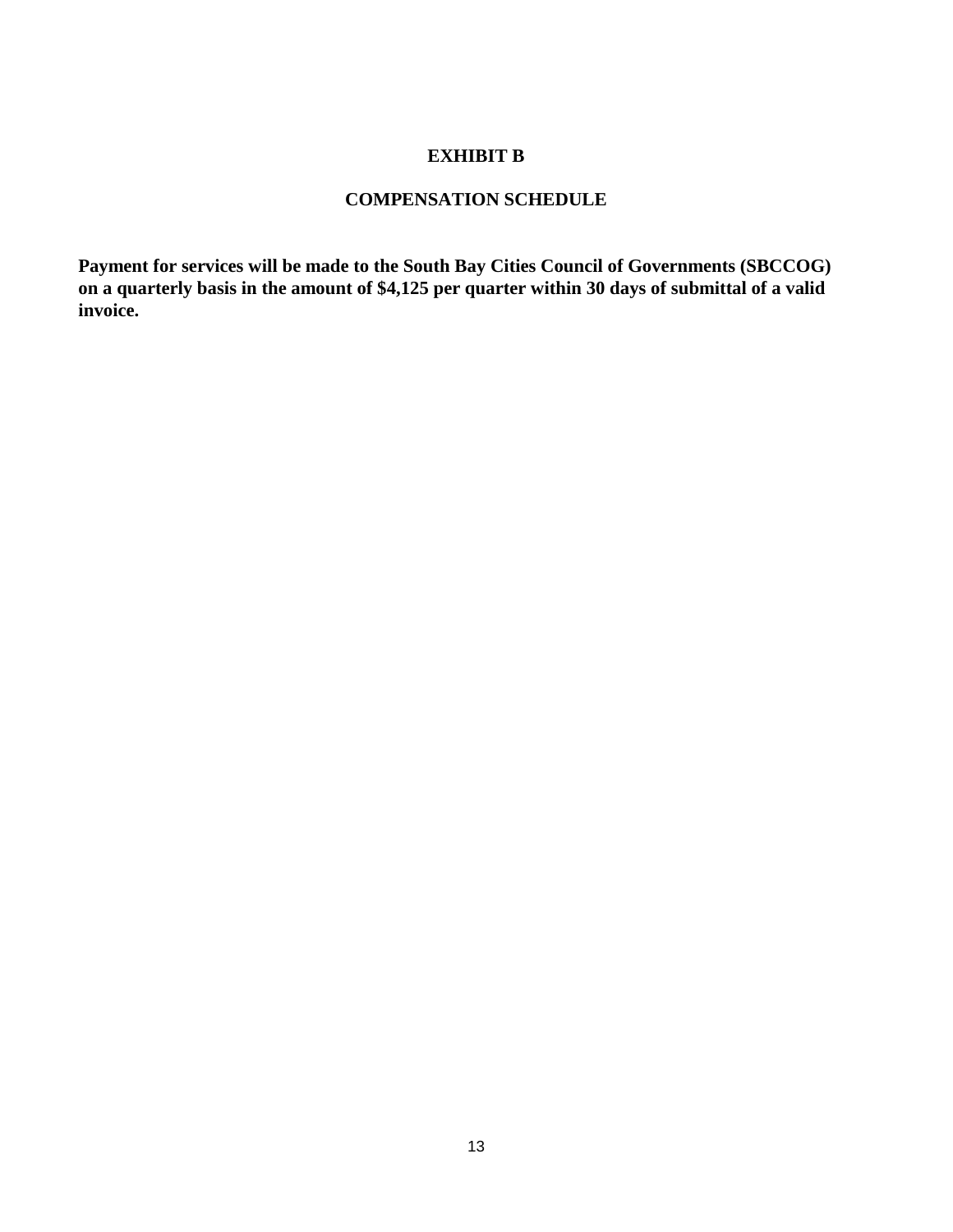# EXHIBIT B

## COMPENSATION SCHEDULE

**Payment for services will be made to the South Bay Cities Council of Governments (SBCCOG) on a quarterly basis in the amount of $4,125 per quarter within 30 days of submittal of a valid invoice.**